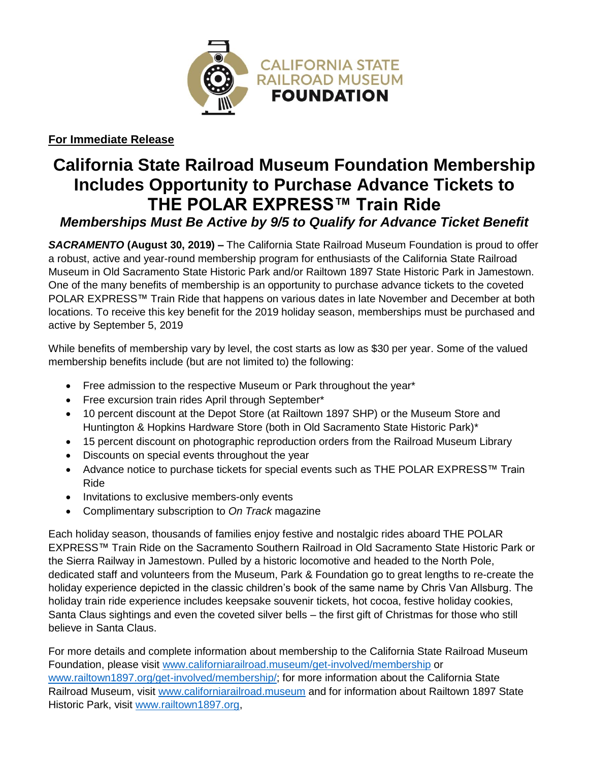CALIFORNIA STATE RAILROAD MUSEUM FOUNDATION

**For Immediate Release**

# California State Railroad Museum Foundation Membership Includes Opportunity to Purchase Advance Tickets to THE POLAR EXPRESS™ Train Ride

## *Memberships Must Be Active by 9/5 to Qualify for Advance Ticket Benefit*

***SACRAMENTO* (August 30, 2019) –** The California State Railroad Museum Foundation is proud to offer a robust, active and year-round membership program for enthusiasts of the California State Railroad Museum in Old Sacramento State Historic Park and/or Railtown 1897 State Historic Park in Jamestown. One of the many benefits of membership is an opportunity to purchase advance tickets to the coveted POLAR EXPRESS™ Train Ride that happens on various dates in late November and December at both locations. To receive this key benefit for the 2019 holiday season, memberships must be purchased and active by September 5, 2019

While benefits of membership vary by level, the cost starts as low as $30 per year. Some of the valued membership benefits include (but are not limited to) the following:

- Free admission to the respective Museum or Park throughout the year*
- Free excursion train rides April through September*
- 10 percent discount at the Depot Store (at Railtown 1897 SHP) or the Museum Store and Huntington & Hopkins Hardware Store (both in Old Sacramento State Historic Park)*
- 15 percent discount on photographic reproduction orders from the Railroad Museum Library
- Discounts on special events throughout the year
- Advance notice to purchase tickets for special events such as THE POLAR EXPRESS™ Train Ride
- Invitations to exclusive members-only events
- Complimentary subscription to *On Track* magazine

Each holiday season, thousands of families enjoy festive and nostalgic rides aboard THE POLAR EXPRESS™ Train Ride on the Sacramento Southern Railroad in Old Sacramento State Historic Park or the Sierra Railway in Jamestown. Pulled by a historic locomotive and headed to the North Pole, dedicated staff and volunteers from the Museum, Park & Foundation go to great lengths to re-create the holiday experience depicted in the classic children's book of the same name by Chris Van Allsburg. The holiday train ride experience includes keepsake souvenir tickets, hot cocoa, festive holiday cookies, Santa Claus sightings and even the coveted silver bells – the first gift of Christmas for those who still believe in Santa Claus.

For more details and complete information about membership to the California State Railroad Museum Foundation, please visit www.californiarailroad.museum/get-involved/membership or www.railtown1897.org/get-involved/membership/; for more information about the California State Railroad Museum, visit www.californiarailroad.museum and for information about Railtown 1897 State Historic Park, visit www.railtown1897.org,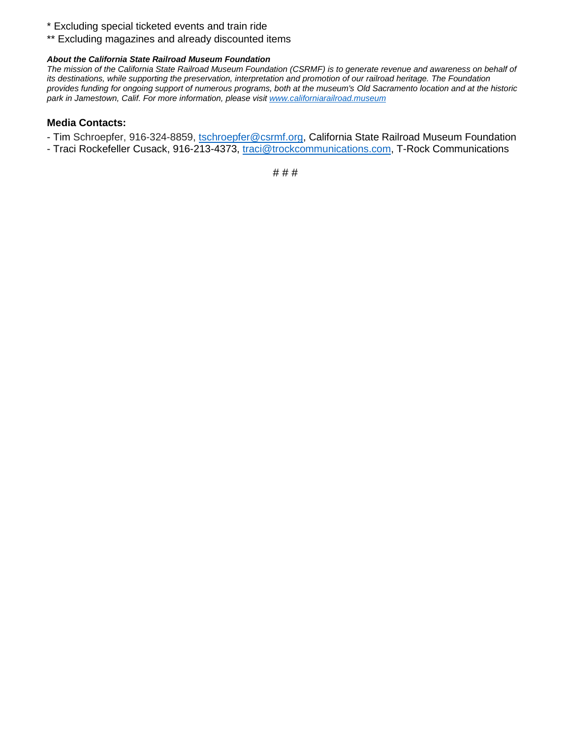\* Excluding special ticketed events and train ride
\*\* Excluding magazines and already discounted items

***About the California State Railroad Museum Foundation***
*The mission of the California State Railroad Museum Foundation (CSRMF) is to generate revenue and awareness on behalf of its destinations, while supporting the preservation, interpretation and promotion of our railroad heritage. The Foundation provides funding for ongoing support of numerous programs, both at the museum's Old Sacramento location and at the historic park in Jamestown, Calif. For more information, please visit [www.californiarailroad.museum](http://www.californiarailroad.museum)*

### Media Contacts:

- Tim Schroepfer, 916-324-8859, tschroepfer@csrmf.org, California State Railroad Museum Foundation
- Traci Rockefeller Cusack, 916-213-4373, traci@trockcommunications.com, T-Rock Communications

# # #